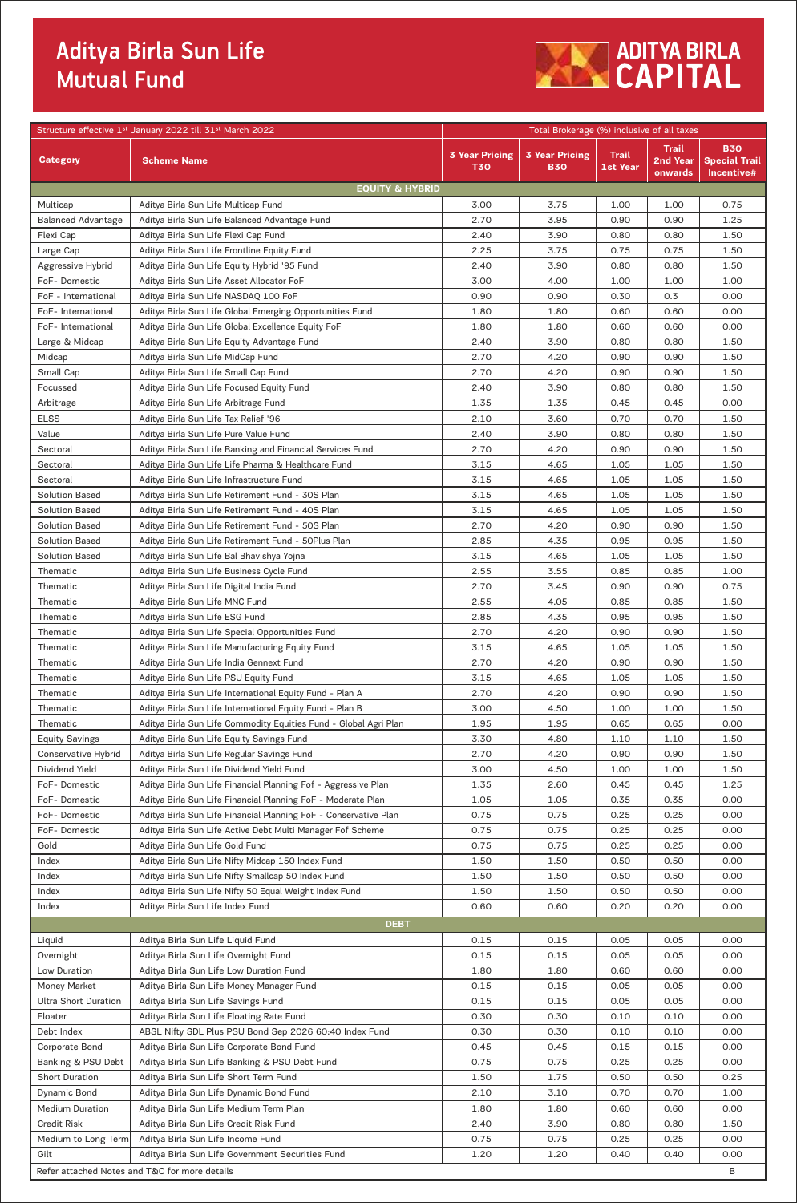# Aditya Birla Sun Life Mutual Fund

ADITYA BIRLA CAPITAL

| Structure effective 1st January 2022 till 31st March 2022 | | Total Brokerage (%) inclusive of all taxes | | | | |
|---|---|---|---|---|---|---|
| **Category** | **Scheme Name** | **3 Year Pricing T30** | **3 Year Pricing B30** | **Trail 1st Year** | **Trail 2nd Year onwards** | **B30 Special Trail Incentive#** |
| **EQUITY & HYBRID** | | | | | | |
| Multicap | Aditya Birla Sun Life Multicap Fund | 3.00 | 3.75 | 1.00 | 1.00 | 0.75 |
| Balanced Advantage | Aditya Birla Sun Life Balanced Advantage Fund | 2.70 | 3.95 | 0.90 | 0.90 | 1.25 |
| Flexi Cap | Aditya Birla Sun Life Flexi Cap Fund | 2.40 | 3.90 | 0.80 | 0.80 | 1.50 |
| Large Cap | Aditya Birla Sun Life Frontline Equity Fund | 2.25 | 3.75 | 0.75 | 0.75 | 1.50 |
| Aggressive Hybrid | Aditya Birla Sun Life Equity Hybrid '95 Fund | 2.40 | 3.90 | 0.80 | 0.80 | 1.50 |
| FoF- Domestic | Aditya Birla Sun Life Asset Allocator FoF | 3.00 | 4.00 | 1.00 | 1.00 | 1.00 |
| FoF - International | Aditya Birla Sun Life NASDAQ 100 FoF | 0.90 | 0.90 | 0.30 | 0.3 | 0.00 |
| FoF- International | Aditya Birla Sun Life Global Emerging Opportunities Fund | 1.80 | 1.80 | 0.60 | 0.60 | 0.00 |
| FoF- International | Aditya Birla Sun Life Global Excellence Equity FoF | 1.80 | 1.80 | 0.60 | 0.60 | 0.00 |
| Large & Midcap | Aditya Birla Sun Life Equity Advantage Fund | 2.40 | 3.90 | 0.80 | 0.80 | 1.50 |
| Midcap | Aditya Birla Sun Life MidCap Fund | 2.70 | 4.20 | 0.90 | 0.90 | 1.50 |
| Small Cap | Aditya Birla Sun Life Small Cap Fund | 2.70 | 4.20 | 0.90 | 0.90 | 1.50 |
| Focussed | Aditya Birla Sun Life Focused Equity Fund | 2.40 | 3.90 | 0.80 | 0.80 | 1.50 |
| Arbitrage | Aditya Birla Sun Life Arbitrage Fund | 1.35 | 1.35 | 0.45 | 0.45 | 0.00 |
| ELSS | Aditya Birla Sun Life Tax Relief '96 | 2.10 | 3.60 | 0.70 | 0.70 | 1.50 |
| Value | Aditya Birla Sun Life Pure Value Fund | 2.40 | 3.90 | 0.80 | 0.80 | 1.50 |
| Sectoral | Aditya Birla Sun Life Banking and Financial Services Fund | 2.70 | 4.20 | 0.90 | 0.90 | 1.50 |
| Sectoral | Aditya Birla Sun Life Life Pharma & Healthcare Fund | 3.15 | 4.65 | 1.05 | 1.05 | 1.50 |
| Sectoral | Aditya Birla Sun Life Infrastructure Fund | 3.15 | 4.65 | 1.05 | 1.05 | 1.50 |
| Solution Based | Aditya Birla Sun Life Retirement Fund - 30S Plan | 3.15 | 4.65 | 1.05 | 1.05 | 1.50 |
| Solution Based | Aditya Birla Sun Life Retirement Fund - 40S Plan | 3.15 | 4.65 | 1.05 | 1.05 | 1.50 |
| Solution Based | Aditya Birla Sun Life Retirement Fund - 50S Plan | 2.70 | 4.20 | 0.90 | 0.90 | 1.50 |
| Solution Based | Aditya Birla Sun Life Retirement Fund - 50Plus Plan | 2.85 | 4.35 | 0.95 | 0.95 | 1.50 |
| Solution Based | Aditya Birla Sun Life Bal Bhavishya Yojna | 3.15 | 4.65 | 1.05 | 1.05 | 1.50 |
| Thematic | Aditya Birla Sun Life Business Cycle Fund | 2.55 | 3.55 | 0.85 | 0.85 | 1.00 |
| Thematic | Aditya Birla Sun Life Digital India Fund | 2.70 | 3.45 | 0.90 | 0.90 | 0.75 |
| Thematic | Aditya Birla Sun Life MNC Fund | 2.55 | 4.05 | 0.85 | 0.85 | 1.50 |
| Thematic | Aditya Birla Sun Life ESG Fund | 2.85 | 4.35 | 0.95 | 0.95 | 1.50 |
| Thematic | Aditya Birla Sun Life Special Opportunities Fund | 2.70 | 4.20 | 0.90 | 0.90 | 1.50 |
| Thematic | Aditya Birla Sun Life Manufacturing Equity Fund | 3.15 | 4.65 | 1.05 | 1.05 | 1.50 |
| Thematic | Aditya Birla Sun Life India Gennext Fund | 2.70 | 4.20 | 0.90 | 0.90 | 1.50 |
| Thematic | Aditya Birla Sun Life PSU Equity Fund | 3.15 | 4.65 | 1.05 | 1.05 | 1.50 |
| Thematic | Aditya Birla Sun Life International Equity Fund - Plan A | 2.70 | 4.20 | 0.90 | 0.90 | 1.50 |
| Thematic | Aditya Birla Sun Life International Equity Fund - Plan B | 3.00 | 4.50 | 1.00 | 1.00 | 1.50 |
| Thematic | Aditya Birla Sun Life Commodity Equities Fund - Global Agri Plan | 1.95 | 1.95 | 0.65 | 0.65 | 0.00 |
| Equity Savings | Aditya Birla Sun Life Equity Savings Fund | 3.30 | 4.80 | 1.10 | 1.10 | 1.50 |
| Conservative Hybrid | Aditya Birla Sun Life Regular Savings Fund | 2.70 | 4.20 | 0.90 | 0.90 | 1.50 |
| Dividend Yield | Aditya Birla Sun Life Dividend Yield Fund | 3.00 | 4.50 | 1.00 | 1.00 | 1.50 |
| FoF- Domestic | Aditya Birla Sun Life Financial Planning FoF - Aggressive Plan | 1.35 | 2.60 | 0.45 | 0.45 | 1.25 |
| FoF- Domestic | Aditya Birla Sun Life Financial Planning FoF - Moderate Plan | 1.05 | 1.05 | 0.35 | 0.35 | 0.00 |
| FoF- Domestic | Aditya Birla Sun Life Financial Planning FoF - Conservative Plan | 0.75 | 0.75 | 0.25 | 0.25 | 0.00 |
| FoF- Domestic | Aditya Birla Sun Life Active Debt Multi Manager Fof Scheme | 0.75 | 0.75 | 0.25 | 0.25 | 0.00 |
| Gold | Aditya Birla Sun Life Gold Fund | 0.75 | 0.75 | 0.25 | 0.25 | 0.00 |
| Index | Aditya Birla Sun Life Nifty Midcap 150 Index Fund | 1.50 | 1.50 | 0.50 | 0.50 | 0.00 |
| Index | Aditya Birla Sun Life Nifty Smallcap 50 Index Fund | 1.50 | 1.50 | 0.50 | 0.50 | 0.00 |
| Index | Aditya Birla Sun Life Nifty 50 Equal Weight Index Fund | 1.50 | 1.50 | 0.50 | 0.50 | 0.00 |
| Index | Aditya Birla Sun Life Index Fund | 0.60 | 0.60 | 0.20 | 0.20 | 0.00 |
| **DEBT** | | | | | | |
| Liquid | Aditya Birla Sun Life Liquid Fund | 0.15 | 0.15 | 0.05 | 0.05 | 0.00 |
| Overnight | Aditya Birla Sun Life Overnight Fund | 0.15 | 0.15 | 0.05 | 0.05 | 0.00 |
| Low Duration | Aditya Birla Sun Life Low Duration Fund | 1.80 | 1.80 | 0.60 | 0.60 | 0.00 |
| Money Market | Aditya Birla Sun Life Money Manager Fund | 0.15 | 0.15 | 0.05 | 0.05 | 0.00 |
| Ultra Short Duration | Aditya Birla Sun Life Savings Fund | 0.15 | 0.15 | 0.05 | 0.05 | 0.00 |
| Floater | Aditya Birla Sun Life Floating Rate Fund | 0.30 | 0.30 | 0.10 | 0.10 | 0.00 |
| Debt Index | ABSL Nifty SDL Plus PSU Bond Sep 2026 60:40 Index Fund | 0.30 | 0.30 | 0.10 | 0.10 | 0.00 |
| Corporate Bond | Aditya Birla Sun Life Corporate Bond Fund | 0.45 | 0.45 | 0.15 | 0.15 | 0.00 |
| Banking & PSU Debt | Aditya Birla Sun Life Banking & PSU Debt Fund | 0.75 | 0.75 | 0.25 | 0.25 | 0.00 |
| Short Duration | Aditya Birla Sun Life Short Term Fund | 1.50 | 1.75 | 0.50 | 0.50 | 0.25 |
| Dynamic Bond | Aditya Birla Sun Life Dynamic Bond Fund | 2.10 | 3.10 | 0.70 | 0.70 | 1.00 |
| Medium Duration | Aditya Birla Sun Life Medium Term Plan | 1.80 | 1.80 | 0.60 | 0.60 | 0.00 |
| Credit Risk | Aditya Birla Sun Life Credit Risk Fund | 2.40 | 3.90 | 0.80 | 0.80 | 1.50 |
| Medium to Long Term | Aditya Birla Sun Life Income Fund | 0.75 | 0.75 | 0.25 | 0.25 | 0.00 |
| Gilt | Aditya Birla Sun Life Government Securities Fund | 1.20 | 1.20 | 0.40 | 0.40 | 0.00 |

Refer attached Notes and T&C for more details — B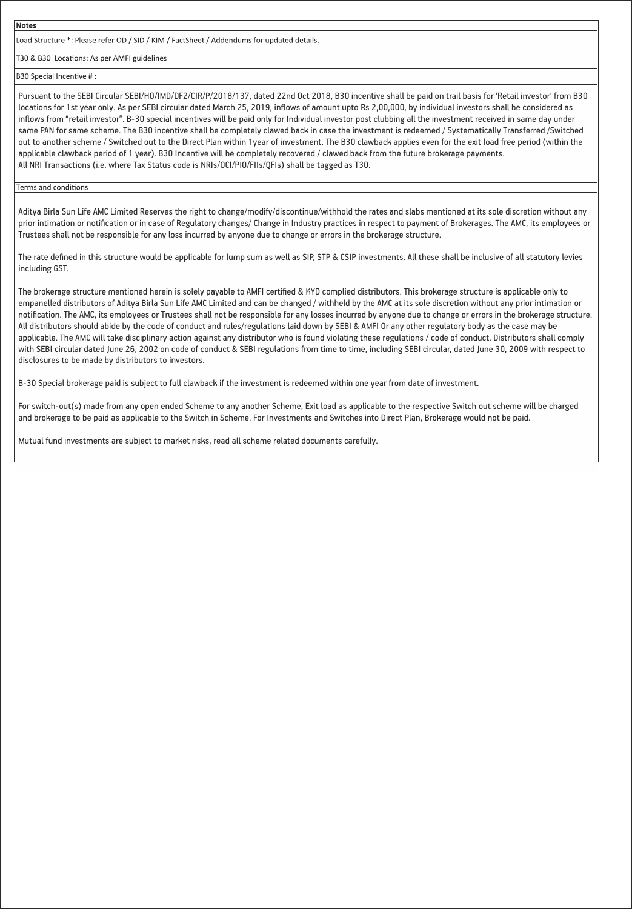**Notes**

Load Structure *: Please refer OD / SID / KIM / FactSheet / Addendums for updated details.

T30 & B30 Locations: As per AMFI guidelines

B30 Special Incentive # :

Pursuant to the SEBI Circular SEBI/HO/IMD/DF2/CIR/P/2018/137, dated 22nd Oct 2018, B30 incentive shall be paid on trail basis for 'Retail investor' from B30 locations for 1st year only. As per SEBI circular dated March 25, 2019, inflows of amount upto Rs 2,00,000, by individual investors shall be considered as inflows from "retail investor". B-30 special incentives will be paid only for Individual investor post clubbing all the investment received in same day under same PAN for same scheme. The B30 incentive shall be completely clawed back in case the investment is redeemed / Systematically Transferred /Switched out to another scheme / Switched out to the Direct Plan within 1year of investment. The B30 clawback applies even for the exit load free period (within the applicable clawback period of 1 year). B30 Incentive will be completely recovered / clawed back from the future brokerage payments.
All NRI Transactions (i.e. where Tax Status code is NRIs/OCI/PIO/FIIs/QFIs) shall be tagged as T30.

Terms and conditions

Aditya Birla Sun Life AMC Limited Reserves the right to change/modify/discontinue/withhold the rates and slabs mentioned at its sole discretion without any prior intimation or notification or in case of Regulatory changes/ Change in Industry practices in respect to payment of Brokerages. The AMC, its employees or Trustees shall not be responsible for any loss incurred by anyone due to change or errors in the brokerage structure.

The rate defined in this structure would be applicable for lump sum as well as SIP, STP & CSIP investments. All these shall be inclusive of all statutory levies including GST.

The brokerage structure mentioned herein is solely payable to AMFI certified & KYD complied distributors. This brokerage structure is applicable only to empanelled distributors of Aditya Birla Sun Life AMC Limited and can be changed / withheld by the AMC at its sole discretion without any prior intimation or notification. The AMC, its employees or Trustees shall not be responsible for any losses incurred by anyone due to change or errors in the brokerage structure. All distributors should abide by the code of conduct and rules/regulations laid down by SEBI & AMFI Or any other regulatory body as the case may be applicable. The AMC will take disciplinary action against any distributor who is found violating these regulations / code of conduct. Distributors shall comply with SEBI circular dated June 26, 2002 on code of conduct & SEBI regulations from time to time, including SEBI circular, dated June 30, 2009 with respect to disclosures to be made by distributors to investors.

B-30 Special brokerage paid is subject to full clawback if the investment is redeemed within one year from date of investment.

For switch-out(s) made from any open ended Scheme to any another Scheme, Exit load as applicable to the respective Switch out scheme will be charged and brokerage to be paid as applicable to the Switch in Scheme. For Investments and Switches into Direct Plan, Brokerage would not be paid.

Mutual fund investments are subject to market risks, read all scheme related documents carefully.